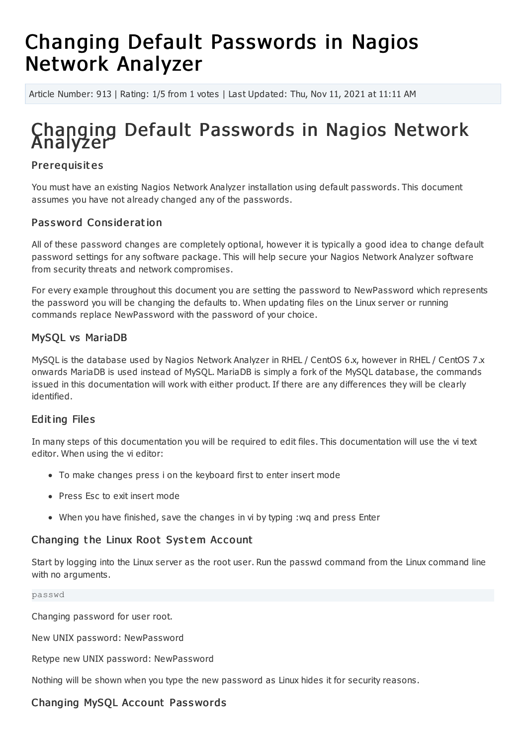# Changing Default Passwords in Nagios Network Analyzer

Article Number: 913 | Rating: 1/5 from 1 votes | Last Updated: Thu, Nov 11, 2021 at 11:11 AM

# Changing Default Passwords in Nagios Network Analyzer

### Prerequisites

You must have an existing Nagios Network Analyzer installation using default passwords. This document assumes you have not already changed any of the passwords.

### Password Consideration

All of these password changes are completely optional, however it is typically a good idea to change default password settings for any software package. This will help secure your Nagios Network Analyzer software from security threats and network compromises.

For every example throughout this document you are setting the password to NewPassword which represents the password you will be changing the defaults to. When updating files on the Linux server or running commands replace NewPassword with the password of your choice.

### MySQL vs MariaDB

MySQL is the database used by Nagios Network Analyzer in RHEL / CentOS 6.x, however in RHEL / CentOS 7.x onwards MariaDB is used instead of MySQL. MariaDB is simply a fork of the MySQL database, the commands issued in this documentation will work with either product. If there are any differences they will be clearly identified.

### Editing Files

In many steps of this documentation you will be required to edit files. This documentation will use the vi text editor. When using the vi editor:

- To make changes press i on the keyboard first to enter insert mode
- Press Esc to exit insert mode
- When you have finished, save the changes in vi by typing :wq and press Enter

### Changing the Linux Root System Account

Start by logging into the Linux server as the root user. Run the passwd command from the Linux command line with no arguments.

```
passwd
```

Changing password for user root.

New UNIX password: NewPassword

Retype new UNIX password: NewPassword

Nothing will be shown when you type the new password as Linux hides it for security reasons.

### Changing MySQL Account Passwords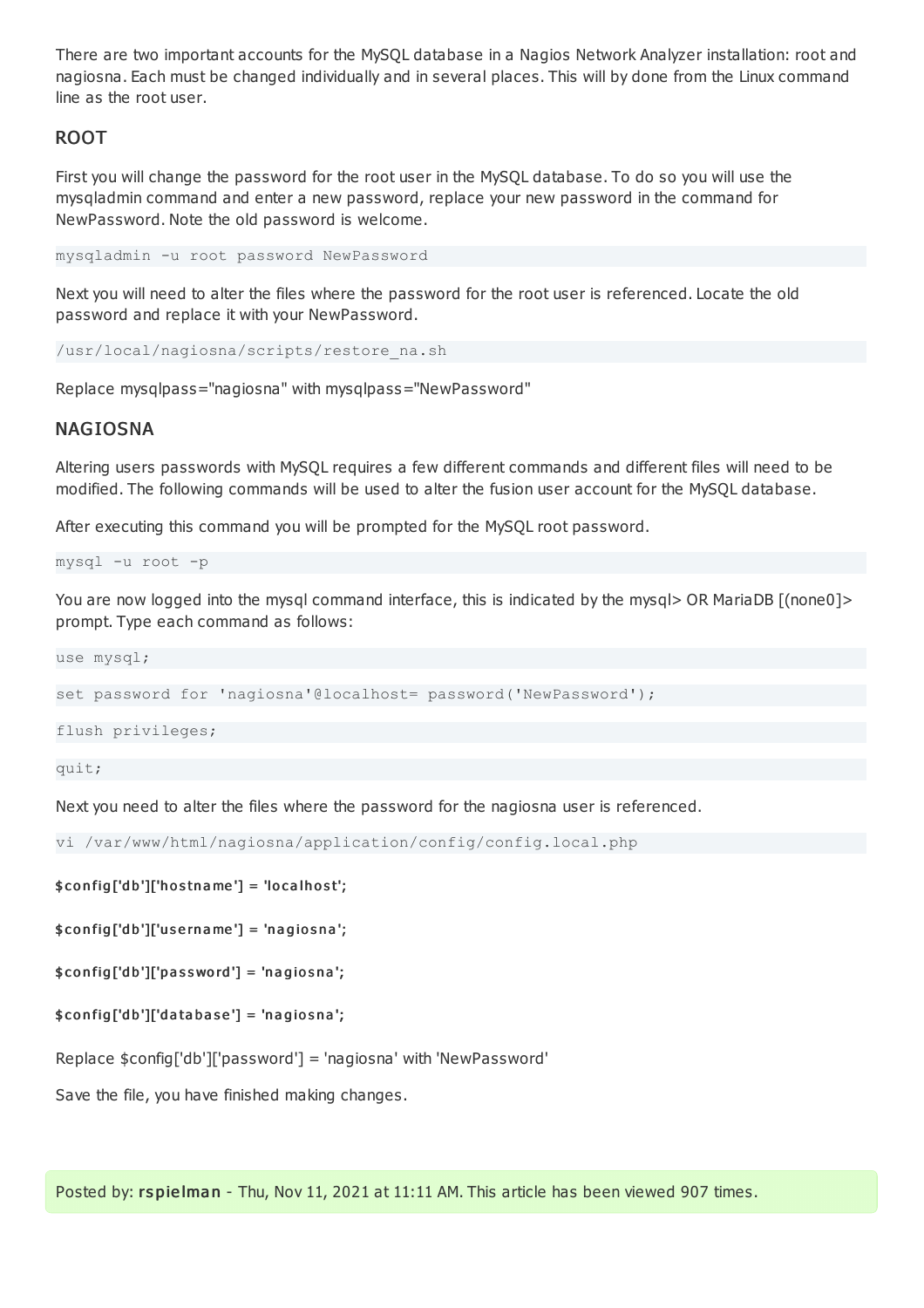There are two important accounts for the MySQL database in a Nagios Network Analyzer installation: root and nagiosna. Each must be changed individually and in several places. This will by done from the Linux command line as the root user.

## ROOT

First you will change the password for the root user in the MySQL database. To do so you will use the mysqladmin command and enter a new password, replace your new password in the command for NewPassword. Note the old password is welcome.

```
mysqladmin -u root password NewPassword
```

Next you will need to alter the files where the password for the root user is referenced. Locate the old password and replace it with your NewPassword.

```
/usr/local/nagiosna/scripts/restore_na.sh
```

Replace mysqlpass="nagiosna" with mysqlpass="NewPassword"

## NAGIOSNA

Altering users passwords with MySQL requires a few different commands and different files will need to be modified. The following commands will be used to alter the fusion user account for the MySQL database.

After executing this command you will be prompted for the MySQL root password.

```
mysql -u root -p
```

You are now logged into the mysql command interface, this is indicated by the mysql> OR MariaDB [(none0]> prompt. Type each command as follows:

```
use mysql;
```

```
set password for 'nagiosna'@localhost= password('NewPassword');
```

```
flush privileges;
```

```
quit;
```

Next you need to alter the files where the password for the nagiosna user is referenced.

```
vi /var/www/html/nagiosna/application/config/config.local.php
```

**$config['db']['hostname'] = 'localhost';**

**$config['db']['username'] = 'nagiosna';**

**$config['db']['password'] = 'nagiosna';**

**$config['db']['database'] = 'nagiosna';**

Replace $config['db']['password'] = 'nagiosna' with 'NewPassword'

Save the file, you have finished making changes.

Posted by: **rspielman** - Thu, Nov 11, 2021 at 11:11 AM. This article has been viewed 907 times.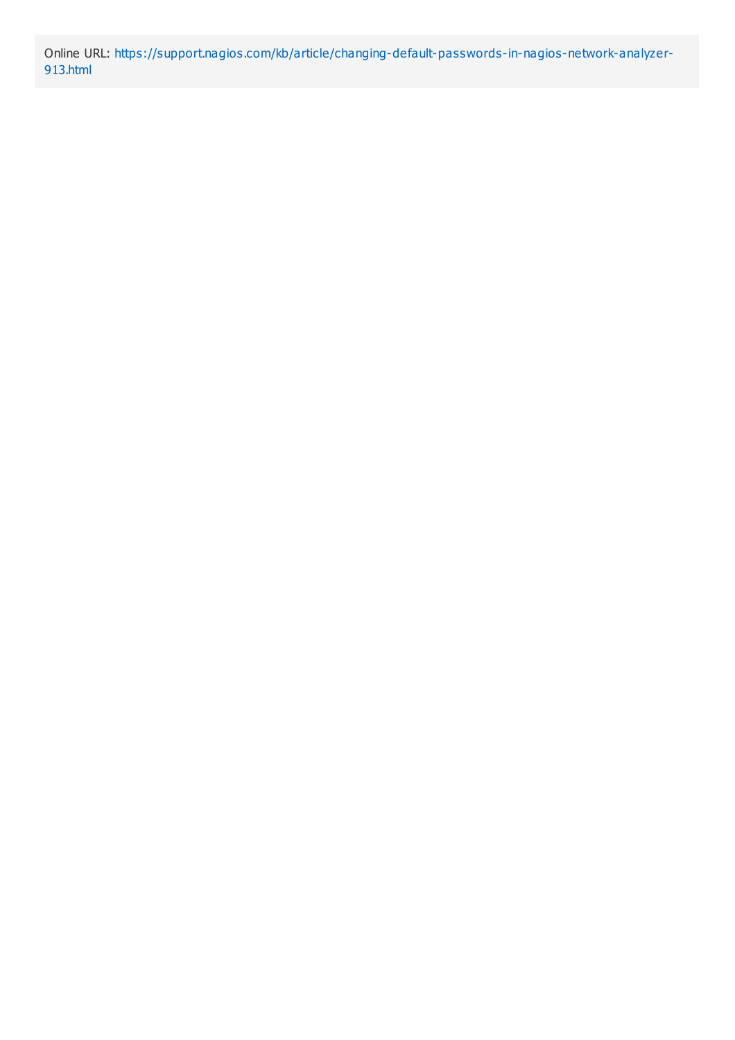Online URL: https://support.nagios.com/kb/article/changing-default-passwords-in-nagios-network-analyzer-913.html